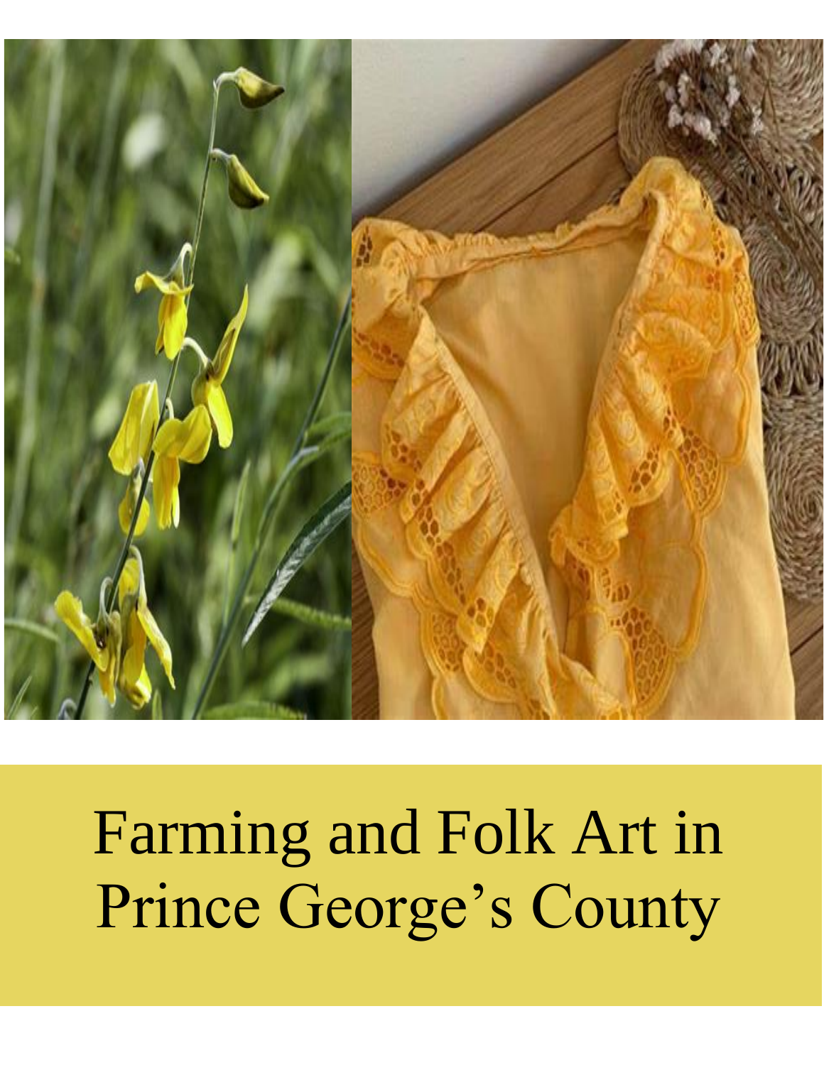# Farming and Folk Art in Prince George's County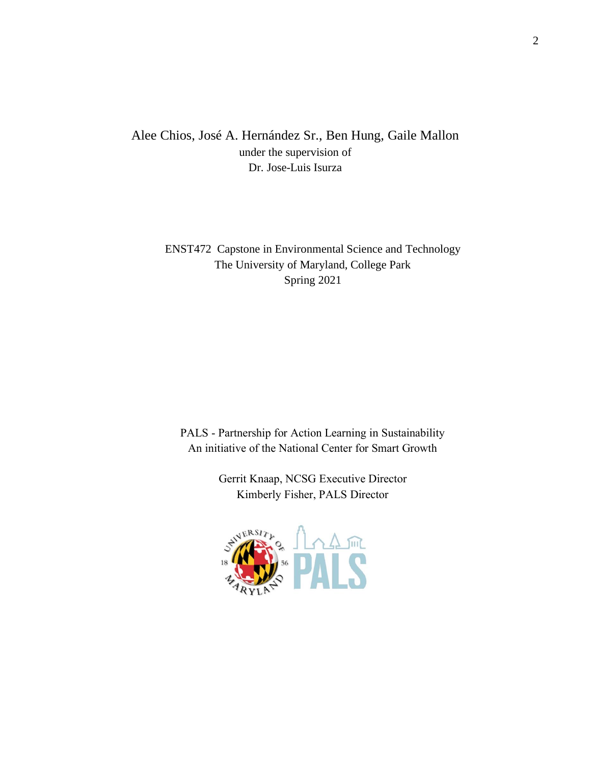Alee Chios, José A. Hernández Sr., Ben Hung, Gaile Mallon
under the supervision of
Dr. Jose-Luis Isurza

ENST472 Capstone in Environmental Science and Technology
The University of Maryland, College Park
Spring 2021

PALS - Partnership for Action Learning in Sustainability
An initiative of the National Center for Smart Growth

Gerrit Knaap, NCSG Executive Director
Kimberly Fisher, PALS Director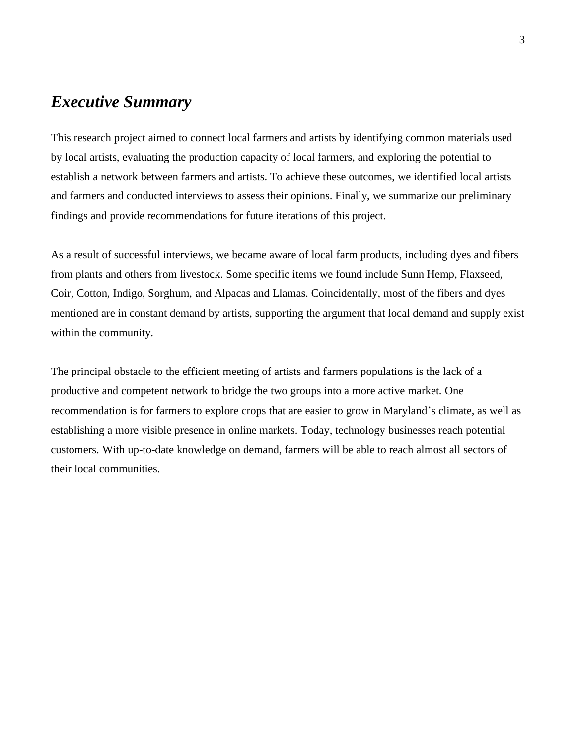## *Executive Summary*

This research project aimed to connect local farmers and artists by identifying common materials used by local artists, evaluating the production capacity of local farmers, and exploring the potential to establish a network between farmers and artists. To achieve these outcomes, we identified local artists and farmers and conducted interviews to assess their opinions. Finally, we summarize our preliminary findings and provide recommendations for future iterations of this project.

As a result of successful interviews, we became aware of local farm products, including dyes and fibers from plants and others from livestock. Some specific items we found include Sunn Hemp, Flaxseed, Coir, Cotton, Indigo, Sorghum, and Alpacas and Llamas. Coincidentally, most of the fibers and dyes mentioned are in constant demand by artists, supporting the argument that local demand and supply exist within the community.

The principal obstacle to the efficient meeting of artists and farmers populations is the lack of a productive and competent network to bridge the two groups into a more active market. One recommendation is for farmers to explore crops that are easier to grow in Maryland's climate, as well as establishing a more visible presence in online markets. Today, technology businesses reach potential customers. With up-to-date knowledge on demand, farmers will be able to reach almost all sectors of their local communities.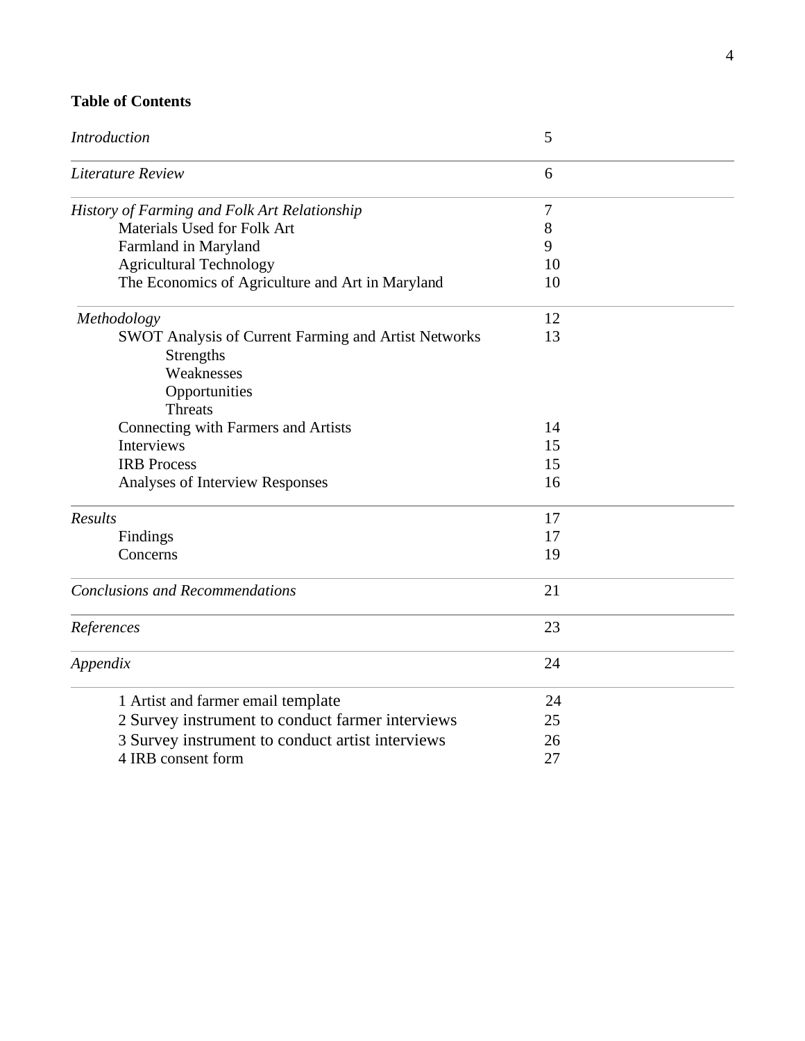**Table of Contents**

| | |
|---|---|
| *Introduction* | 5 |
| *Literature Review* | 6 |
| *History of Farming and Folk Art Relationship* | 7 |
| Materials Used for Folk Art | 8 |
| Farmland in Maryland | 9 |
| Agricultural Technology | 10 |
| The Economics of Agriculture and Art in Maryland | 10 |
| *Methodology* | 12 |
| SWOT Analysis of Current Farming and Artist Networks | 13 |
| Strengths | |
| Weaknesses | |
| Opportunities | |
| Threats | |
| Connecting with Farmers and Artists | 14 |
| Interviews | 15 |
| IRB Process | 15 |
| Analyses of Interview Responses | 16 |
| *Results* | 17 |
| Findings | 17 |
| Concerns | 19 |
| *Conclusions and Recommendations* | 21 |
| *References* | 23 |
| *Appendix* | 24 |
| 1 Artist and farmer email template | 24 |
| 2 Survey instrument to conduct farmer interviews | 25 |
| 3 Survey instrument to conduct artist interviews | 26 |
| 4 IRB consent form | 27 |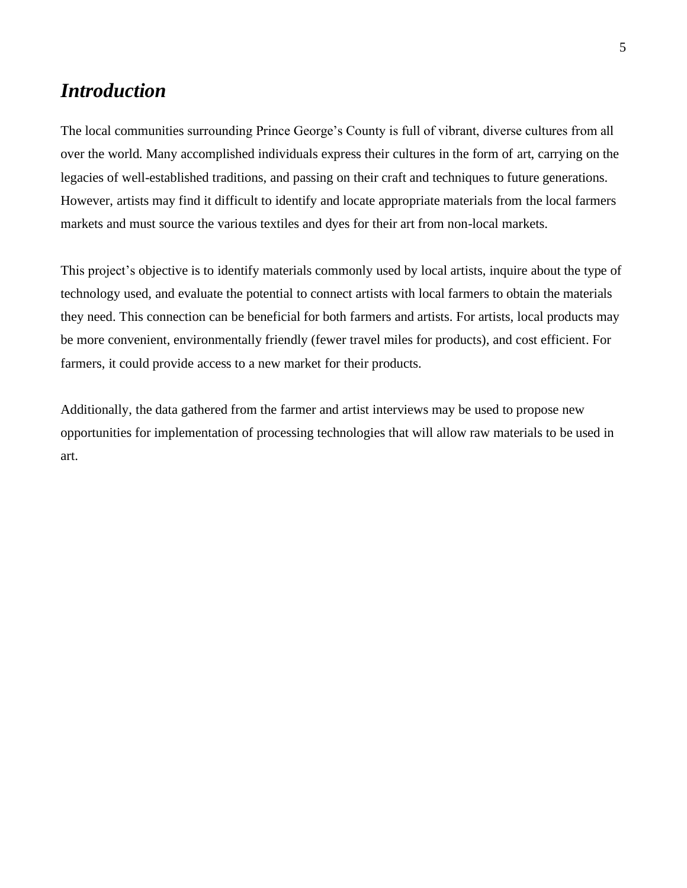## *Introduction*

The local communities surrounding Prince George's County is full of vibrant, diverse cultures from all over the world. Many accomplished individuals express their cultures in the form of art, carrying on the legacies of well-established traditions, and passing on their craft and techniques to future generations. However, artists may find it difficult to identify and locate appropriate materials from the local farmers markets and must source the various textiles and dyes for their art from non-local markets.

This project's objective is to identify materials commonly used by local artists, inquire about the type of technology used, and evaluate the potential to connect artists with local farmers to obtain the materials they need. This connection can be beneficial for both farmers and artists. For artists, local products may be more convenient, environmentally friendly (fewer travel miles for products), and cost efficient. For farmers, it could provide access to a new market for their products.

Additionally, the data gathered from the farmer and artist interviews may be used to propose new opportunities for implementation of processing technologies that will allow raw materials to be used in art.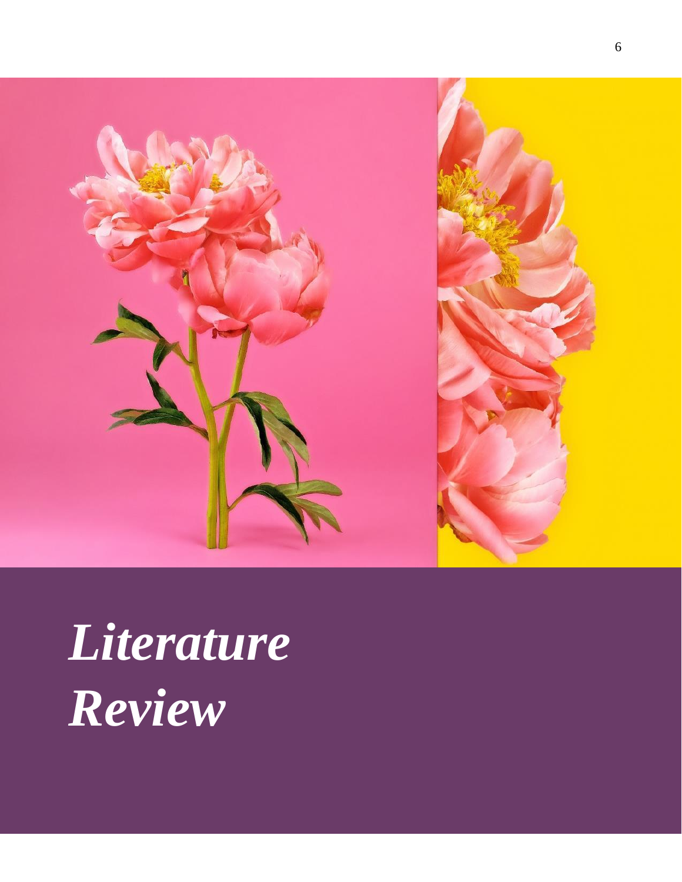# *Literature Review*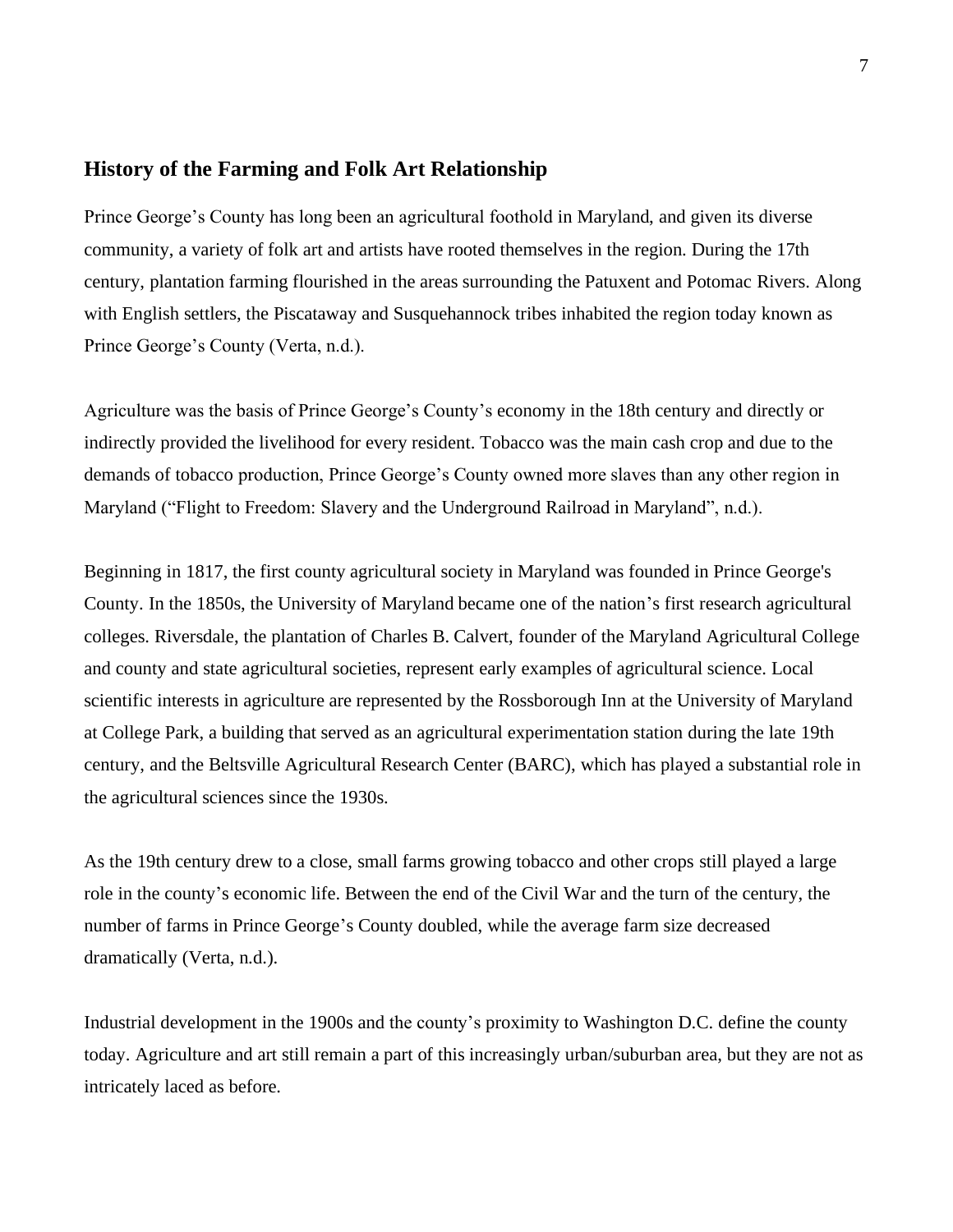## History of the Farming and Folk Art Relationship

Prince George's County has long been an agricultural foothold in Maryland, and given its diverse community, a variety of folk art and artists have rooted themselves in the region. During the 17th century, plantation farming flourished in the areas surrounding the Patuxent and Potomac Rivers. Along with English settlers, the Piscataway and Susquehannock tribes inhabited the region today known as Prince George's County (Verta, n.d.).

Agriculture was the basis of Prince George's County's economy in the 18th century and directly or indirectly provided the livelihood for every resident. Tobacco was the main cash crop and due to the demands of tobacco production, Prince George's County owned more slaves than any other region in Maryland ("Flight to Freedom: Slavery and the Underground Railroad in Maryland", n.d.).

Beginning in 1817, the first county agricultural society in Maryland was founded in Prince George's County. In the 1850s, the University of Maryland became one of the nation's first research agricultural colleges. Riversdale, the plantation of Charles B. Calvert, founder of the Maryland Agricultural College and county and state agricultural societies, represent early examples of agricultural science. Local scientific interests in agriculture are represented by the Rossborough Inn at the University of Maryland at College Park, a building that served as an agricultural experimentation station during the late 19th century, and the Beltsville Agricultural Research Center (BARC), which has played a substantial role in the agricultural sciences since the 1930s.

As the 19th century drew to a close, small farms growing tobacco and other crops still played a large role in the county's economic life. Between the end of the Civil War and the turn of the century, the number of farms in Prince George's County doubled, while the average farm size decreased dramatically (Verta, n.d.).

Industrial development in the 1900s and the county's proximity to Washington D.C. define the county today. Agriculture and art still remain a part of this increasingly urban/suburban area, but they are not as intricately laced as before.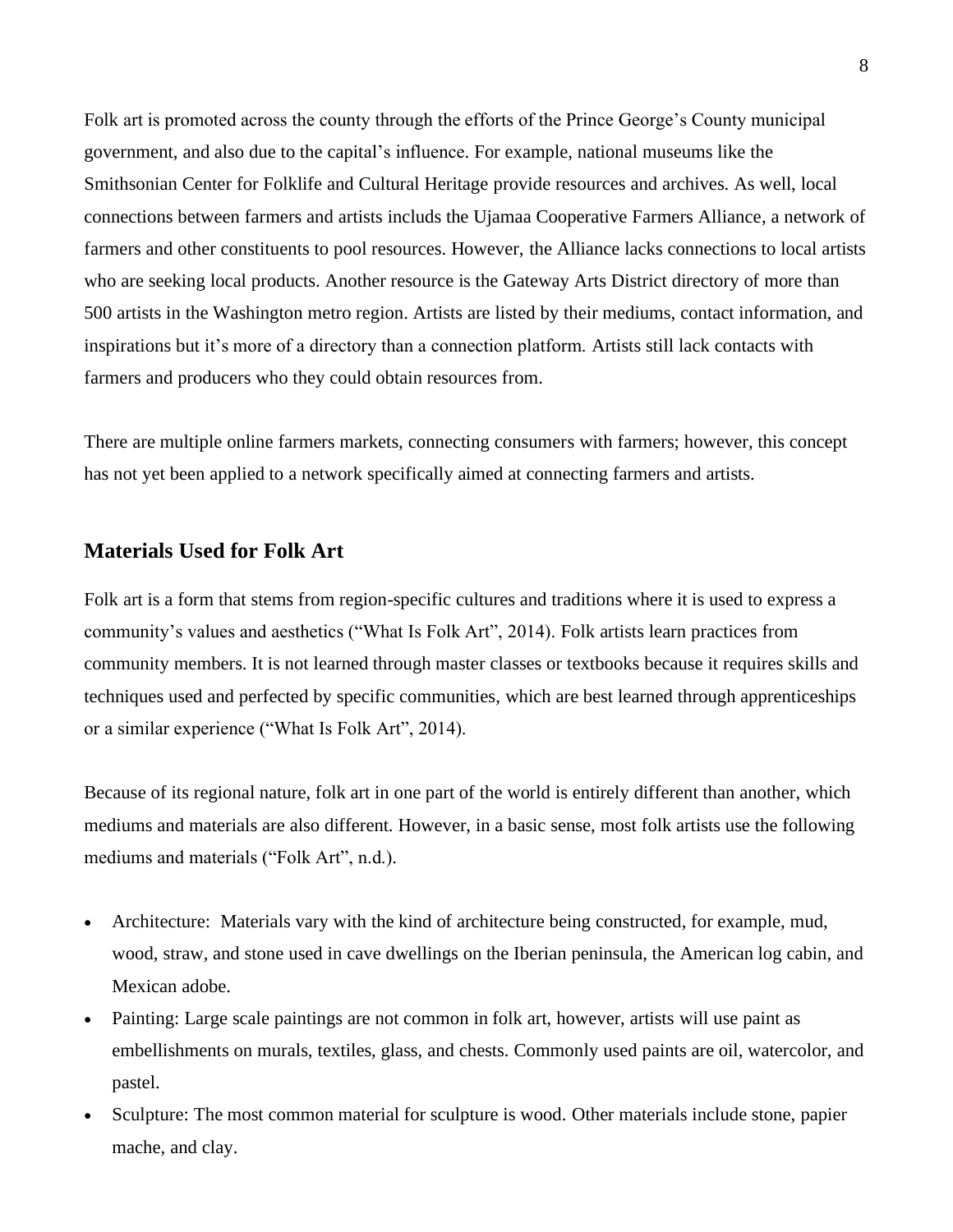Folk art is promoted across the county through the efforts of the Prince George's County municipal government, and also due to the capital's influence. For example, national museums like the Smithsonian Center for Folklife and Cultural Heritage provide resources and archives. As well, local connections between farmers and artists includs the Ujamaa Cooperative Farmers Alliance, a network of farmers and other constituents to pool resources. However, the Alliance lacks connections to local artists who are seeking local products. Another resource is the Gateway Arts District directory of more than 500 artists in the Washington metro region. Artists are listed by their mediums, contact information, and inspirations but it's more of a directory than a connection platform. Artists still lack contacts with farmers and producers who they could obtain resources from.

There are multiple online farmers markets, connecting consumers with farmers; however, this concept has not yet been applied to a network specifically aimed at connecting farmers and artists.

## Materials Used for Folk Art

Folk art is a form that stems from region-specific cultures and traditions where it is used to express a community's values and aesthetics ("What Is Folk Art", 2014). Folk artists learn practices from community members. It is not learned through master classes or textbooks because it requires skills and techniques used and perfected by specific communities, which are best learned through apprenticeships or a similar experience ("What Is Folk Art", 2014).

Because of its regional nature, folk art in one part of the world is entirely different than another, which mediums and materials are also different. However, in a basic sense, most folk artists use the following mediums and materials ("Folk Art", n.d.).

- Architecture: Materials vary with the kind of architecture being constructed, for example, mud, wood, straw, and stone used in cave dwellings on the Iberian peninsula, the American log cabin, and Mexican adobe.
- Painting: Large scale paintings are not common in folk art, however, artists will use paint as embellishments on murals, textiles, glass, and chests. Commonly used paints are oil, watercolor, and pastel.
- Sculpture: The most common material for sculpture is wood. Other materials include stone, papier mache, and clay.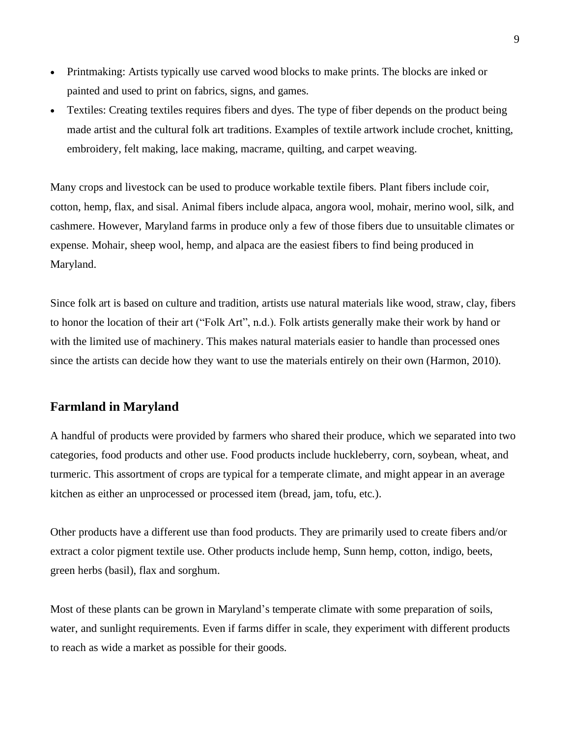- Printmaking: Artists typically use carved wood blocks to make prints. The blocks are inked or painted and used to print on fabrics, signs, and games.
- Textiles: Creating textiles requires fibers and dyes. The type of fiber depends on the product being made artist and the cultural folk art traditions. Examples of textile artwork include crochet, knitting, embroidery, felt making, lace making, macrame, quilting, and carpet weaving.

Many crops and livestock can be used to produce workable textile fibers. Plant fibers include coir, cotton, hemp, flax, and sisal. Animal fibers include alpaca, angora wool, mohair, merino wool, silk, and cashmere. However, Maryland farms in produce only a few of those fibers due to unsuitable climates or expense. Mohair, sheep wool, hemp, and alpaca are the easiest fibers to find being produced in Maryland.

Since folk art is based on culture and tradition, artists use natural materials like wood, straw, clay, fibers to honor the location of their art ("Folk Art", n.d.). Folk artists generally make their work by hand or with the limited use of machinery. This makes natural materials easier to handle than processed ones since the artists can decide how they want to use the materials entirely on their own (Harmon, 2010).

## Farmland in Maryland

A handful of products were provided by farmers who shared their produce, which we separated into two categories, food products and other use. Food products include huckleberry, corn, soybean, wheat, and turmeric. This assortment of crops are typical for a temperate climate, and might appear in an average kitchen as either an unprocessed or processed item (bread, jam, tofu, etc.).

Other products have a different use than food products. They are primarily used to create fibers and/or extract a color pigment textile use. Other products include hemp, Sunn hemp, cotton, indigo, beets, green herbs (basil), flax and sorghum.

Most of these plants can be grown in Maryland's temperate climate with some preparation of soils, water, and sunlight requirements. Even if farms differ in scale, they experiment with different products to reach as wide a market as possible for their goods.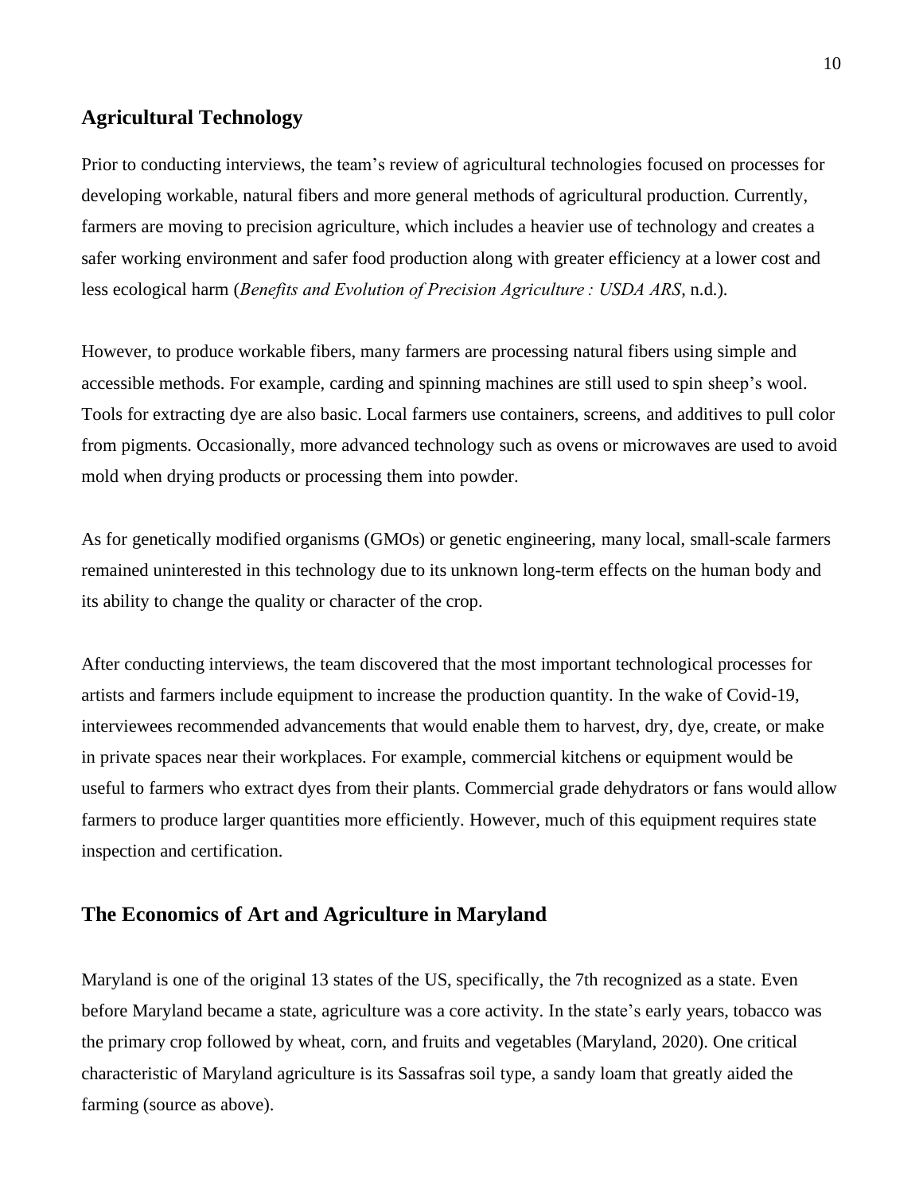## Agricultural Technology

Prior to conducting interviews, the team's review of agricultural technologies focused on processes for developing workable, natural fibers and more general methods of agricultural production. Currently, farmers are moving to precision agriculture, which includes a heavier use of technology and creates a safer working environment and safer food production along with greater efficiency at a lower cost and less ecological harm (*Benefits and Evolution of Precision Agriculture : USDA ARS*, n.d.).

However, to produce workable fibers, many farmers are processing natural fibers using simple and accessible methods. For example, carding and spinning machines are still used to spin sheep's wool. Tools for extracting dye are also basic. Local farmers use containers, screens, and additives to pull color from pigments. Occasionally, more advanced technology such as ovens or microwaves are used to avoid mold when drying products or processing them into powder.

As for genetically modified organisms (GMOs) or genetic engineering, many local, small-scale farmers remained uninterested in this technology due to its unknown long-term effects on the human body and its ability to change the quality or character of the crop.

After conducting interviews, the team discovered that the most important technological processes for artists and farmers include equipment to increase the production quantity. In the wake of Covid-19, interviewees recommended advancements that would enable them to harvest, dry, dye, create, or make in private spaces near their workplaces. For example, commercial kitchens or equipment would be useful to farmers who extract dyes from their plants. Commercial grade dehydrators or fans would allow farmers to produce larger quantities more efficiently. However, much of this equipment requires state inspection and certification.

## The Economics of Art and Agriculture in Maryland

Maryland is one of the original 13 states of the US, specifically, the 7th recognized as a state. Even before Maryland became a state, agriculture was a core activity. In the state's early years, tobacco was the primary crop followed by wheat, corn, and fruits and vegetables (Maryland, 2020). One critical characteristic of Maryland agriculture is its Sassafras soil type, a sandy loam that greatly aided the farming (source as above).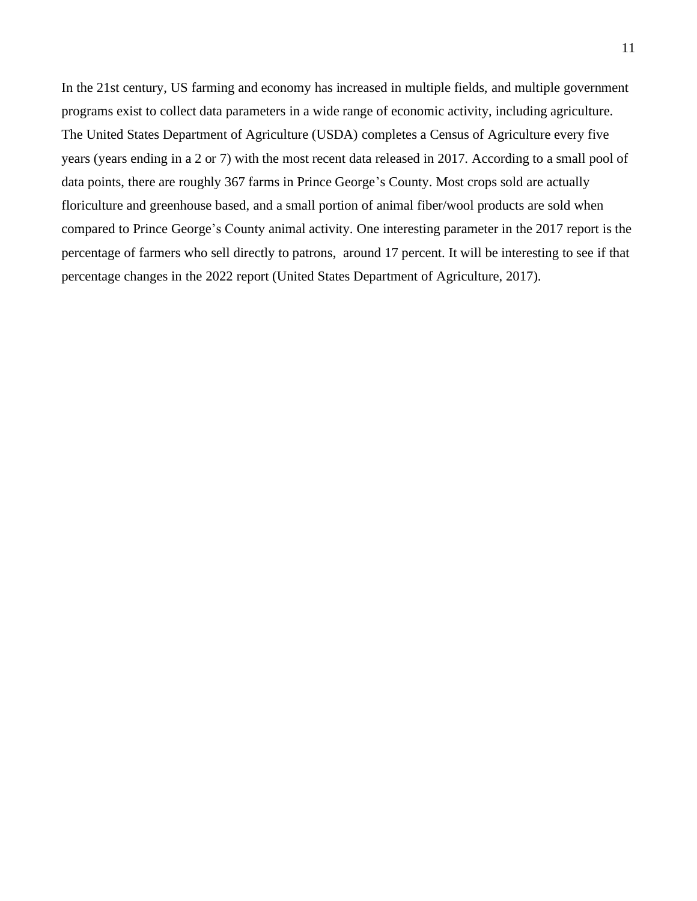In the 21st century, US farming and economy has increased in multiple fields, and multiple government programs exist to collect data parameters in a wide range of economic activity, including agriculture. The United States Department of Agriculture (USDA) completes a Census of Agriculture every five years (years ending in a 2 or 7) with the most recent data released in 2017. According to a small pool of data points, there are roughly 367 farms in Prince George's County. Most crops sold are actually floriculture and greenhouse based, and a small portion of animal fiber/wool products are sold when compared to Prince George's County animal activity. One interesting parameter in the 2017 report is the percentage of farmers who sell directly to patrons,  around 17 percent. It will be interesting to see if that percentage changes in the 2022 report (United States Department of Agriculture, 2017).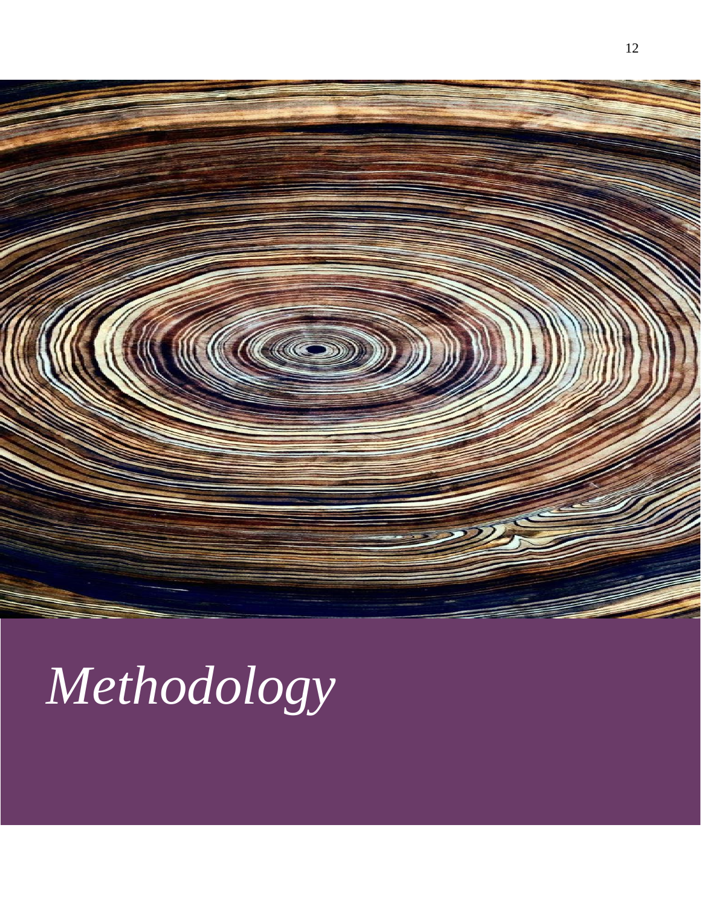# *Methodology*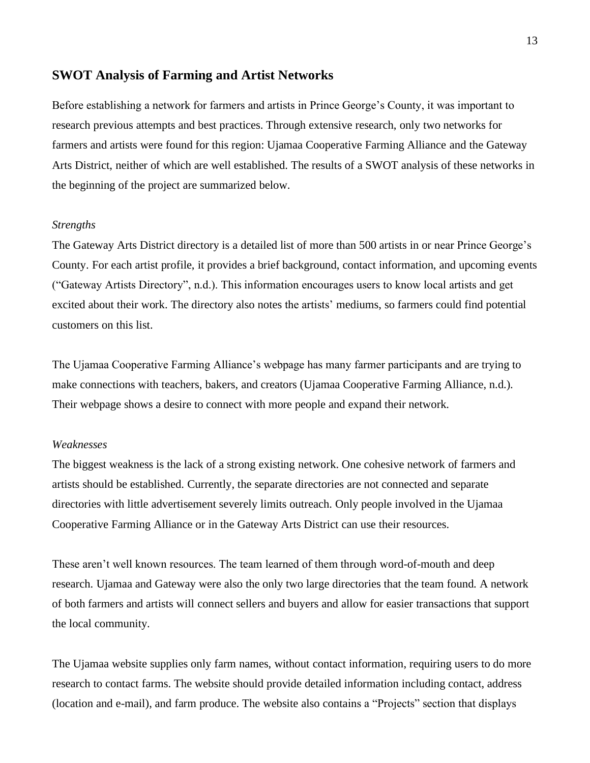## SWOT Analysis of Farming and Artist Networks

Before establishing a network for farmers and artists in Prince George's County, it was important to research previous attempts and best practices. Through extensive research, only two networks for farmers and artists were found for this region: Ujamaa Cooperative Farming Alliance and the Gateway Arts District, neither of which are well established. The results of a SWOT analysis of these networks in the beginning of the project are summarized below.

### *Strengths*

The Gateway Arts District directory is a detailed list of more than 500 artists in or near Prince George's County. For each artist profile, it provides a brief background, contact information, and upcoming events ("Gateway Artists Directory", n.d.). This information encourages users to know local artists and get excited about their work. The directory also notes the artists' mediums, so farmers could find potential customers on this list.

The Ujamaa Cooperative Farming Alliance's webpage has many farmer participants and are trying to make connections with teachers, bakers, and creators (Ujamaa Cooperative Farming Alliance, n.d.). Their webpage shows a desire to connect with more people and expand their network.

### *Weaknesses*

The biggest weakness is the lack of a strong existing network. One cohesive network of farmers and artists should be established. Currently, the separate directories are not connected and separate directories with little advertisement severely limits outreach. Only people involved in the Ujamaa Cooperative Farming Alliance or in the Gateway Arts District can use their resources.

These aren't well known resources. The team learned of them through word-of-mouth and deep research. Ujamaa and Gateway were also the only two large directories that the team found. A network of both farmers and artists will connect sellers and buyers and allow for easier transactions that support the local community.

The Ujamaa website supplies only farm names, without contact information, requiring users to do more research to contact farms. The website should provide detailed information including contact, address (location and e-mail), and farm produce. The website also contains a "Projects" section that displays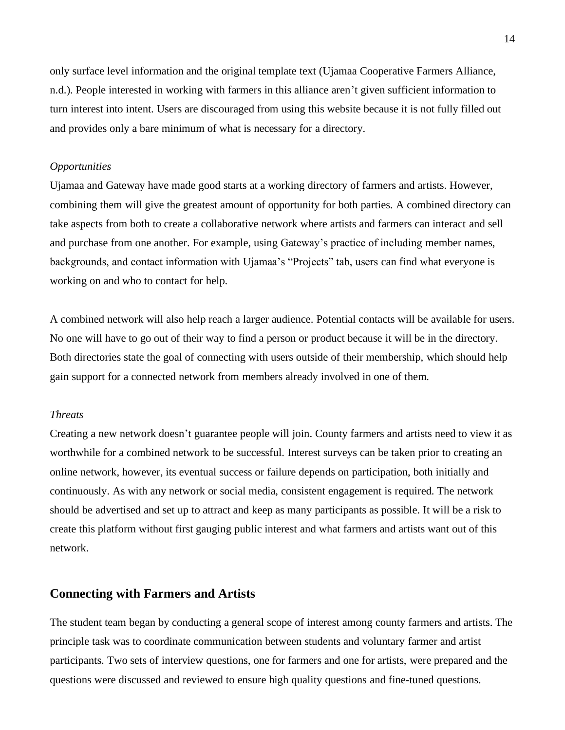only surface level information and the original template text (Ujamaa Cooperative Farmers Alliance, n.d.). People interested in working with farmers in this alliance aren't given sufficient information to turn interest into intent. Users are discouraged from using this website because it is not fully filled out and provides only a bare minimum of what is necessary for a directory.

*Opportunities*

Ujamaa and Gateway have made good starts at a working directory of farmers and artists. However, combining them will give the greatest amount of opportunity for both parties. A combined directory can take aspects from both to create a collaborative network where artists and farmers can interact and sell and purchase from one another. For example, using Gateway's practice of including member names, backgrounds, and contact information with Ujamaa's "Projects" tab, users can find what everyone is working on and who to contact for help.

A combined network will also help reach a larger audience. Potential contacts will be available for users. No one will have to go out of their way to find a person or product because it will be in the directory. Both directories state the goal of connecting with users outside of their membership, which should help gain support for a connected network from members already involved in one of them.

*Threats*

Creating a new network doesn't guarantee people will join. County farmers and artists need to view it as worthwhile for a combined network to be successful. Interest surveys can be taken prior to creating an online network, however, its eventual success or failure depends on participation, both initially and continuously. As with any network or social media, consistent engagement is required. The network should be advertised and set up to attract and keep as many participants as possible. It will be a risk to create this platform without first gauging public interest and what farmers and artists want out of this network.

## Connecting with Farmers and Artists

The student team began by conducting a general scope of interest among county farmers and artists. The principle task was to coordinate communication between students and voluntary farmer and artist participants. Two sets of interview questions, one for farmers and one for artists, were prepared and the questions were discussed and reviewed to ensure high quality questions and fine-tuned questions.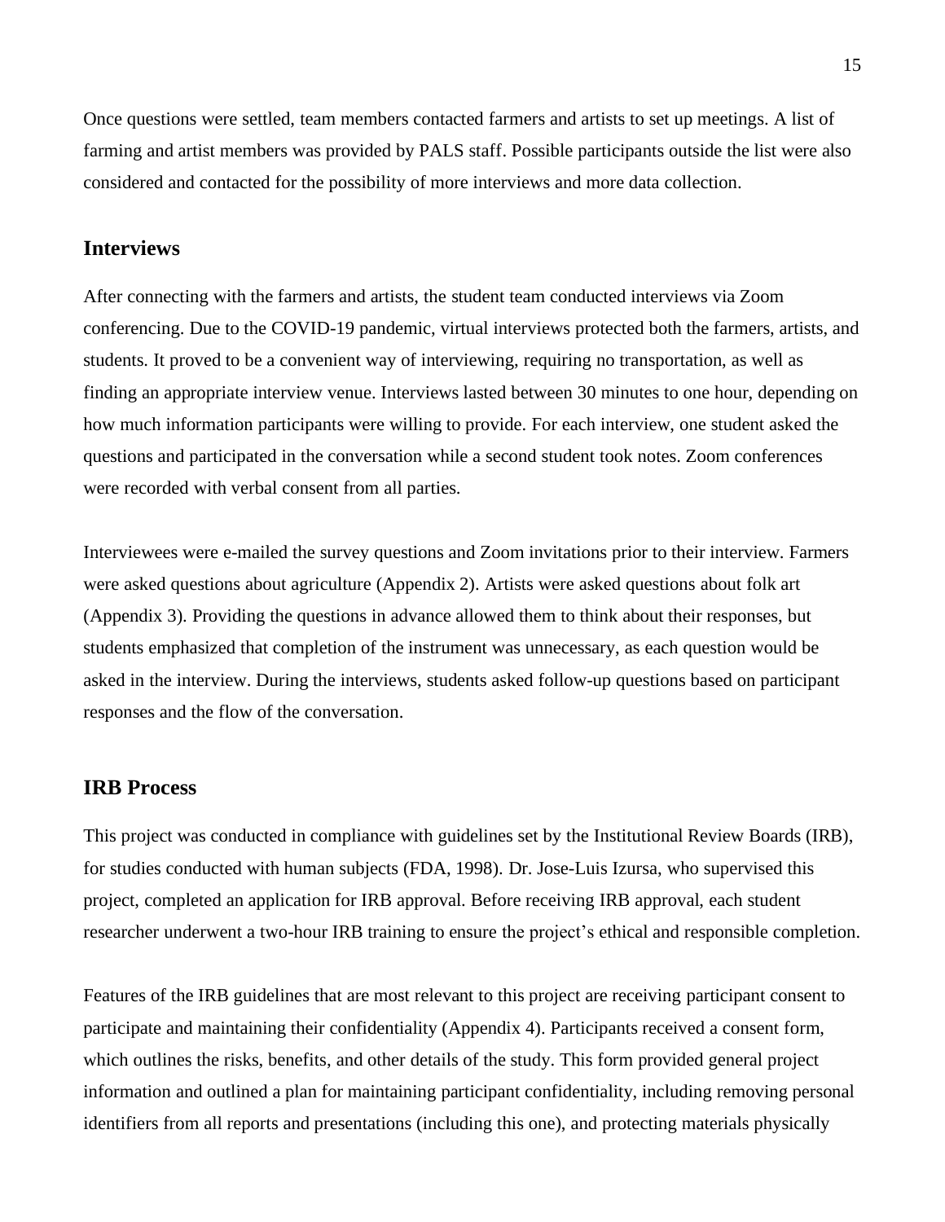Once questions were settled, team members contacted farmers and artists to set up meetings. A list of farming and artist members was provided by PALS staff. Possible participants outside the list were also considered and contacted for the possibility of more interviews and more data collection.

## Interviews

After connecting with the farmers and artists, the student team conducted interviews via Zoom conferencing. Due to the COVID-19 pandemic, virtual interviews protected both the farmers, artists, and students. It proved to be a convenient way of interviewing, requiring no transportation, as well as finding an appropriate interview venue. Interviews lasted between 30 minutes to one hour, depending on how much information participants were willing to provide. For each interview, one student asked the questions and participated in the conversation while a second student took notes. Zoom conferences were recorded with verbal consent from all parties.

Interviewees were e-mailed the survey questions and Zoom invitations prior to their interview. Farmers were asked questions about agriculture (Appendix 2). Artists were asked questions about folk art (Appendix 3). Providing the questions in advance allowed them to think about their responses, but students emphasized that completion of the instrument was unnecessary, as each question would be asked in the interview. During the interviews, students asked follow-up questions based on participant responses and the flow of the conversation.

## IRB Process

This project was conducted in compliance with guidelines set by the Institutional Review Boards (IRB), for studies conducted with human subjects (FDA, 1998). Dr. Jose-Luis Izursa, who supervised this project, completed an application for IRB approval. Before receiving IRB approval, each student researcher underwent a two-hour IRB training to ensure the project's ethical and responsible completion.

Features of the IRB guidelines that are most relevant to this project are receiving participant consent to participate and maintaining their confidentiality (Appendix 4). Participants received a consent form, which outlines the risks, benefits, and other details of the study. This form provided general project information and outlined a plan for maintaining participant confidentiality, including removing personal identifiers from all reports and presentations (including this one), and protecting materials physically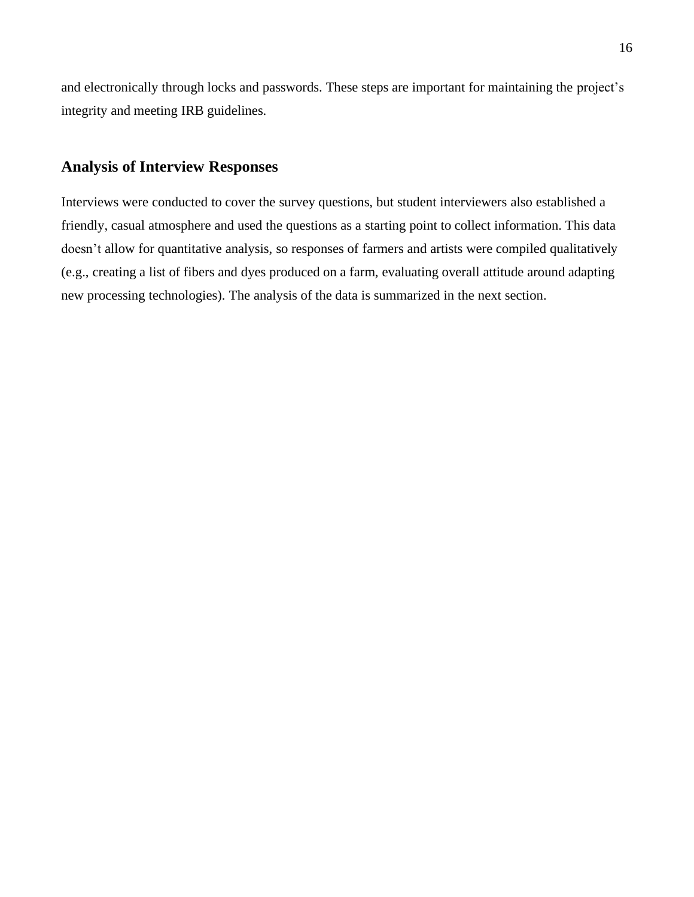and electronically through locks and passwords. These steps are important for maintaining the project's integrity and meeting IRB guidelines.

## Analysis of Interview Responses

Interviews were conducted to cover the survey questions, but student interviewers also established a friendly, casual atmosphere and used the questions as a starting point to collect information. This data doesn't allow for quantitative analysis, so responses of farmers and artists were compiled qualitatively (e.g., creating a list of fibers and dyes produced on a farm, evaluating overall attitude around adapting new processing technologies). The analysis of the data is summarized in the next section.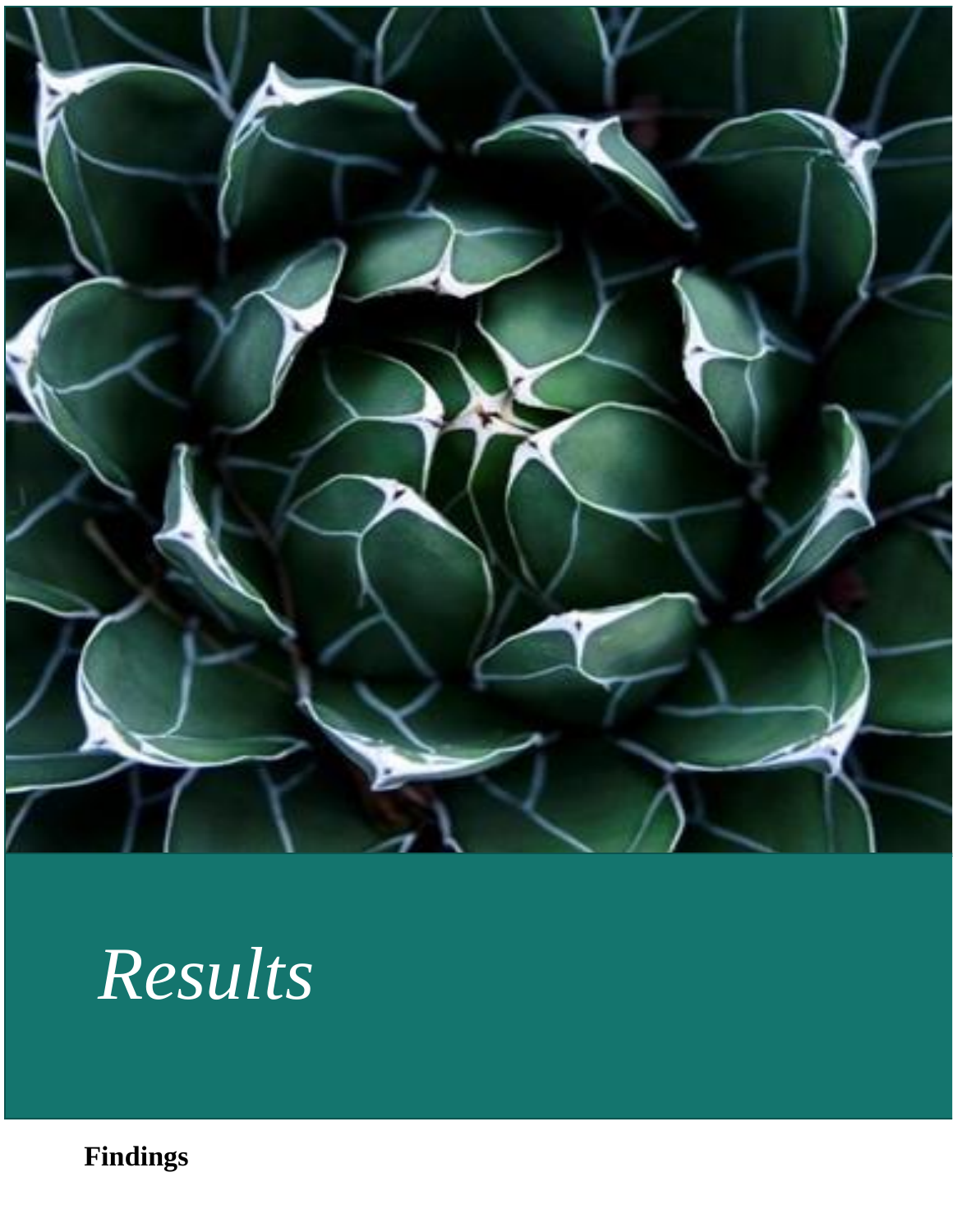# *Results*

**Findings**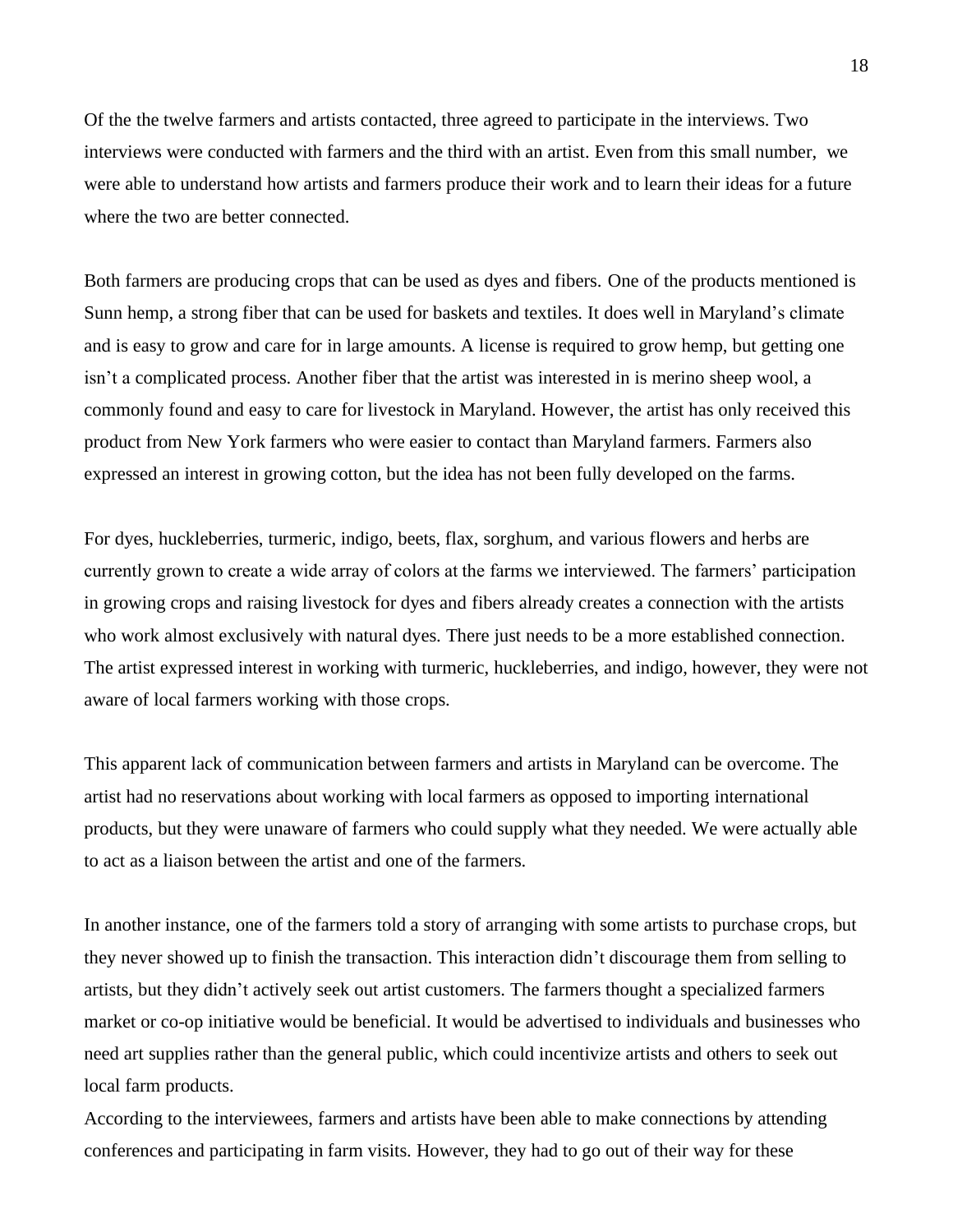Of the the twelve farmers and artists contacted, three agreed to participate in the interviews. Two interviews were conducted with farmers and the third with an artist. Even from this small number, we were able to understand how artists and farmers produce their work and to learn their ideas for a future where the two are better connected.

Both farmers are producing crops that can be used as dyes and fibers. One of the products mentioned is Sunn hemp, a strong fiber that can be used for baskets and textiles. It does well in Maryland's climate and is easy to grow and care for in large amounts. A license is required to grow hemp, but getting one isn't a complicated process. Another fiber that the artist was interested in is merino sheep wool, a commonly found and easy to care for livestock in Maryland. However, the artist has only received this product from New York farmers who were easier to contact than Maryland farmers. Farmers also expressed an interest in growing cotton, but the idea has not been fully developed on the farms.

For dyes, huckleberries, turmeric, indigo, beets, flax, sorghum, and various flowers and herbs are currently grown to create a wide array of colors at the farms we interviewed. The farmers' participation in growing crops and raising livestock for dyes and fibers already creates a connection with the artists who work almost exclusively with natural dyes. There just needs to be a more established connection. The artist expressed interest in working with turmeric, huckleberries, and indigo, however, they were not aware of local farmers working with those crops.

This apparent lack of communication between farmers and artists in Maryland can be overcome. The artist had no reservations about working with local farmers as opposed to importing international products, but they were unaware of farmers who could supply what they needed. We were actually able to act as a liaison between the artist and one of the farmers.

In another instance, one of the farmers told a story of arranging with some artists to purchase crops, but they never showed up to finish the transaction. This interaction didn't discourage them from selling to artists, but they didn't actively seek out artist customers. The farmers thought a specialized farmers market or co-op initiative would be beneficial. It would be advertised to individuals and businesses who need art supplies rather than the general public, which could incentivize artists and others to seek out local farm products.

According to the interviewees, farmers and artists have been able to make connections by attending conferences and participating in farm visits. However, they had to go out of their way for these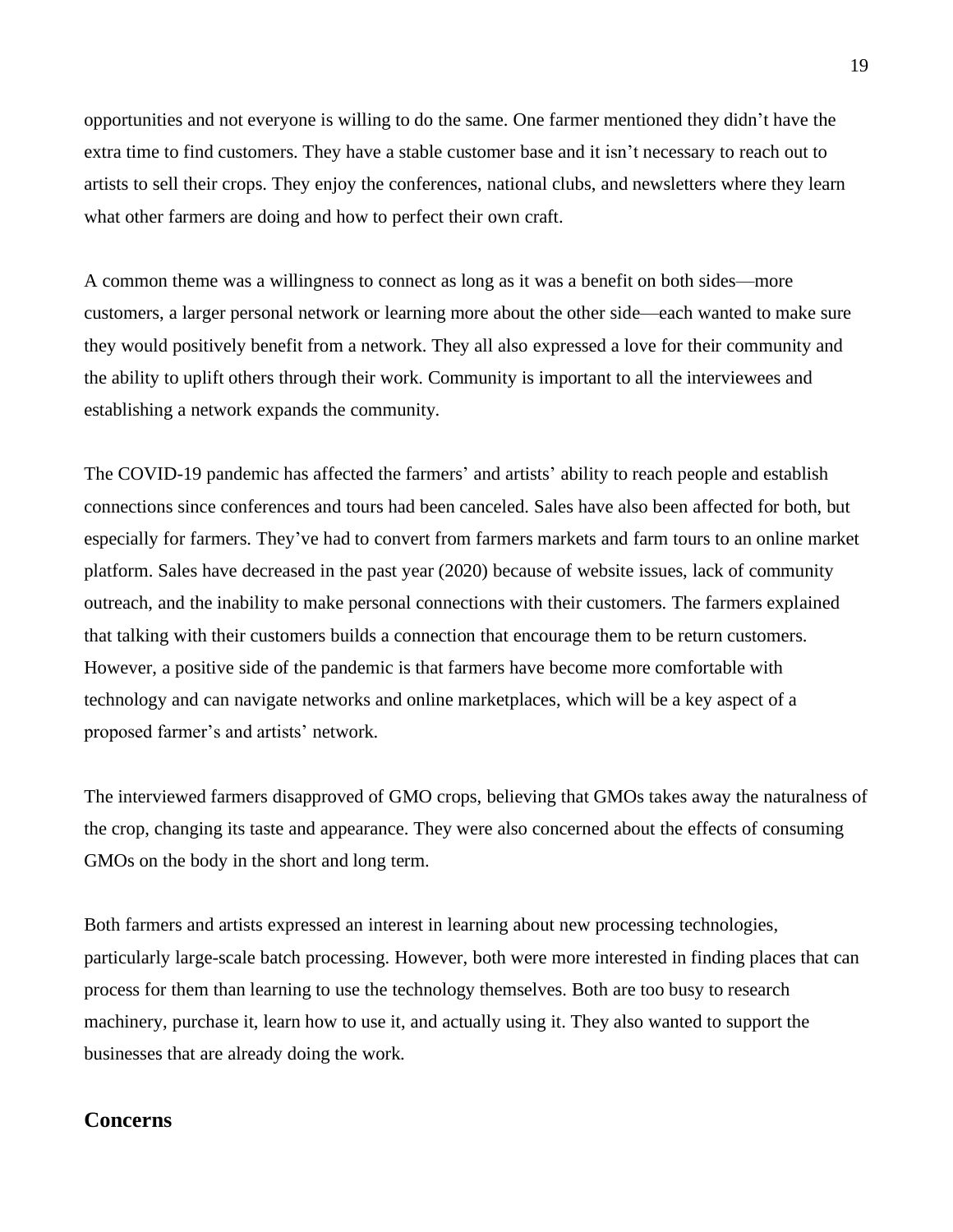opportunities and not everyone is willing to do the same. One farmer mentioned they didn't have the extra time to find customers. They have a stable customer base and it isn't necessary to reach out to artists to sell their crops. They enjoy the conferences, national clubs, and newsletters where they learn what other farmers are doing and how to perfect their own craft.

A common theme was a willingness to connect as long as it was a benefit on both sides—more customers, a larger personal network or learning more about the other side—each wanted to make sure they would positively benefit from a network. They all also expressed a love for their community and the ability to uplift others through their work. Community is important to all the interviewees and establishing a network expands the community.

The COVID-19 pandemic has affected the farmers' and artists' ability to reach people and establish connections since conferences and tours had been canceled. Sales have also been affected for both, but especially for farmers. They've had to convert from farmers markets and farm tours to an online market platform. Sales have decreased in the past year (2020) because of website issues, lack of community outreach, and the inability to make personal connections with their customers. The farmers explained that talking with their customers builds a connection that encourage them to be return customers. However, a positive side of the pandemic is that farmers have become more comfortable with technology and can navigate networks and online marketplaces, which will be a key aspect of a proposed farmer's and artists' network.

The interviewed farmers disapproved of GMO crops, believing that GMOs takes away the naturalness of the crop, changing its taste and appearance. They were also concerned about the effects of consuming GMOs on the body in the short and long term.

Both farmers and artists expressed an interest in learning about new processing technologies, particularly large-scale batch processing. However, both were more interested in finding places that can process for them than learning to use the technology themselves. Both are too busy to research machinery, purchase it, learn how to use it, and actually using it. They also wanted to support the businesses that are already doing the work.

## Concerns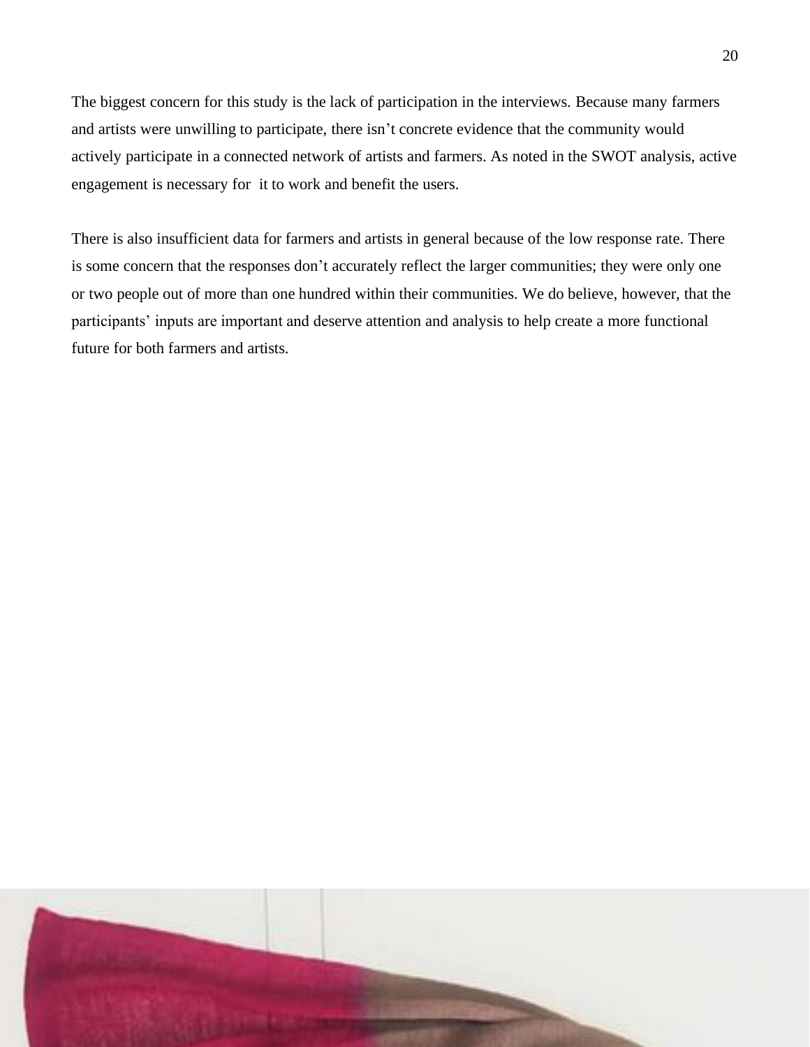The biggest concern for this study is the lack of participation in the interviews. Because many farmers and artists were unwilling to participate, there isn't concrete evidence that the community would actively participate in a connected network of artists and farmers. As noted in the SWOT analysis, active engagement is necessary for it to work and benefit the users.

There is also insufficient data for farmers and artists in general because of the low response rate. There is some concern that the responses don't accurately reflect the larger communities; they were only one or two people out of more than one hundred within their communities. We do believe, however, that the participants' inputs are important and deserve attention and analysis to help create a more functional future for both farmers and artists.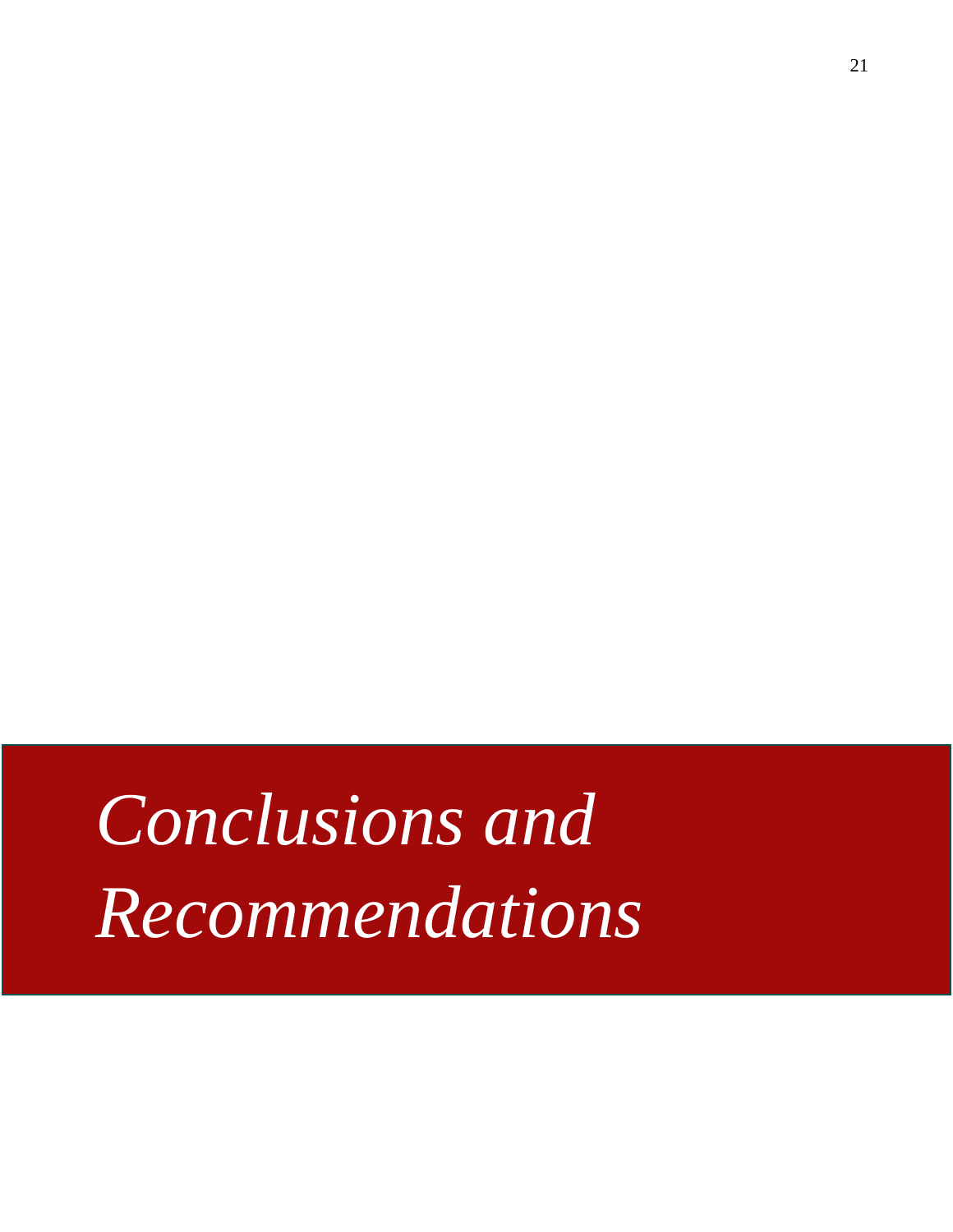# *Conclusions and Recommendations*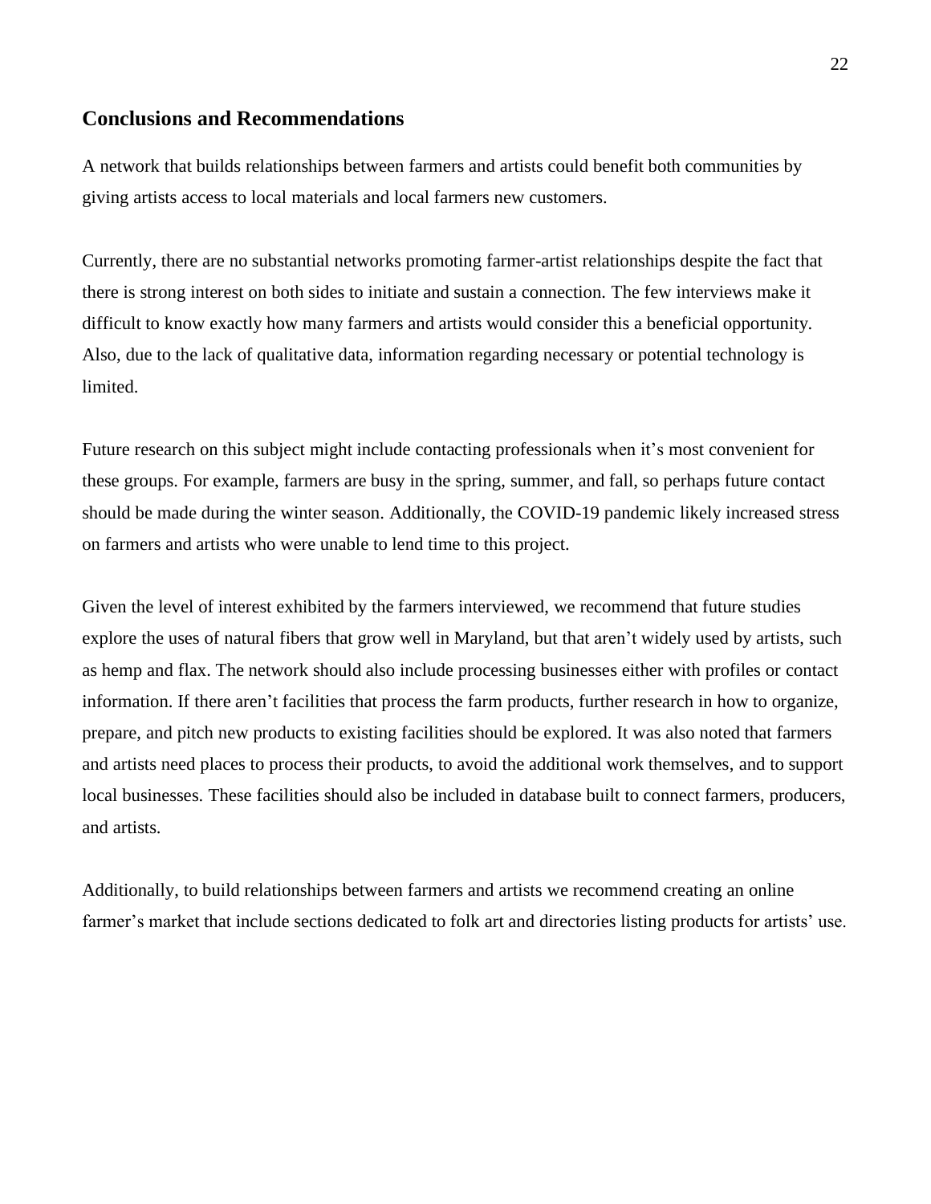## Conclusions and Recommendations

A network that builds relationships between farmers and artists could benefit both communities by giving artists access to local materials and local farmers new customers.

Currently, there are no substantial networks promoting farmer-artist relationships despite the fact that there is strong interest on both sides to initiate and sustain a connection. The few interviews make it difficult to know exactly how many farmers and artists would consider this a beneficial opportunity. Also, due to the lack of qualitative data, information regarding necessary or potential technology is limited.

Future research on this subject might include contacting professionals when it's most convenient for these groups. For example, farmers are busy in the spring, summer, and fall, so perhaps future contact should be made during the winter season. Additionally, the COVID-19 pandemic likely increased stress on farmers and artists who were unable to lend time to this project.

Given the level of interest exhibited by the farmers interviewed, we recommend that future studies explore the uses of natural fibers that grow well in Maryland, but that aren't widely used by artists, such as hemp and flax. The network should also include processing businesses either with profiles or contact information. If there aren't facilities that process the farm products, further research in how to organize, prepare, and pitch new products to existing facilities should be explored. It was also noted that farmers and artists need places to process their products, to avoid the additional work themselves, and to support local businesses. These facilities should also be included in database built to connect farmers, producers, and artists.

Additionally, to build relationships between farmers and artists we recommend creating an online farmer's market that include sections dedicated to folk art and directories listing products for artists' use.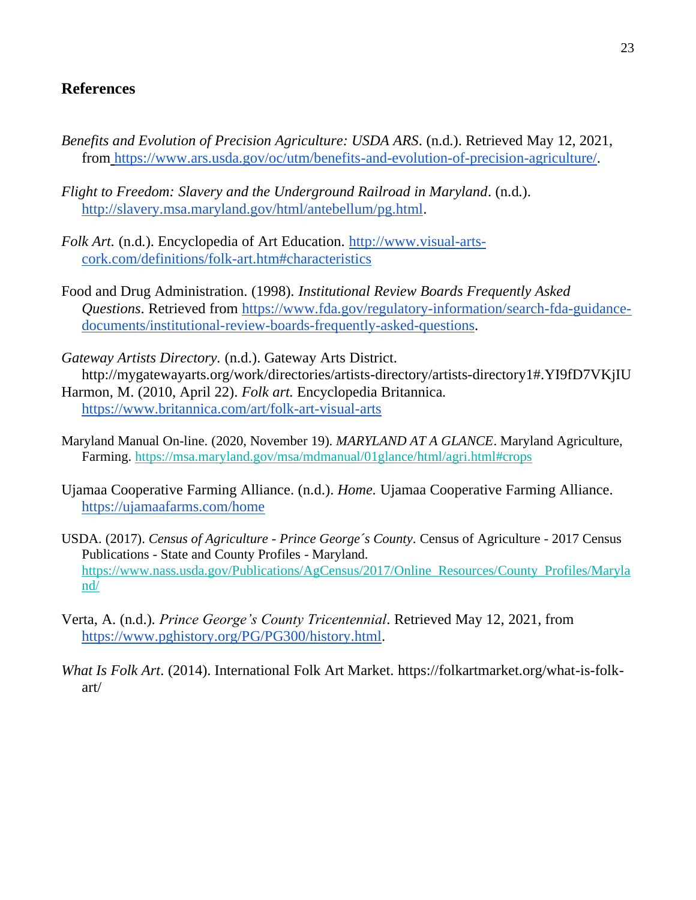## References

*Benefits and Evolution of Precision Agriculture: USDA ARS*. (n.d.). Retrieved May 12, 2021, from https://www.ars.usda.gov/oc/utm/benefits-and-evolution-of-precision-agriculture/.

*Flight to Freedom: Slavery and the Underground Railroad in Maryland*. (n.d.). http://slavery.msa.maryland.gov/html/antebellum/pg.html.

*Folk Art.* (n.d.). Encyclopedia of Art Education. http://www.visual-arts-cork.com/definitions/folk-art.htm#characteristics

Food and Drug Administration. (1998). *Institutional Review Boards Frequently Asked Questions*. Retrieved from https://www.fda.gov/regulatory-information/search-fda-guidance-documents/institutional-review-boards-frequently-asked-questions.

*Gateway Artists Directory.* (n.d.). Gateway Arts District. http://mygatewayarts.org/work/directories/artists-directory/artists-directory1#.YI9fD7VKjIU

Harmon, M. (2010, April 22). *Folk art.* Encyclopedia Britannica. https://www.britannica.com/art/folk-art-visual-arts

Maryland Manual On-line. (2020, November 19). *MARYLAND AT A GLANCE*. Maryland Agriculture, Farming. https://msa.maryland.gov/msa/mdmanual/01glance/html/agri.html#crops

Ujamaa Cooperative Farming Alliance. (n.d.). *Home.* Ujamaa Cooperative Farming Alliance. https://ujamaafarms.com/home

USDA. (2017). *Census of Agriculture - Prince George´s County*. Census of Agriculture - 2017 Census Publications - State and County Profiles - Maryland. https://www.nass.usda.gov/Publications/AgCensus/2017/Online_Resources/County_Profiles/Maryland/

Verta, A. (n.d.). *Prince George's County Tricentennial*. Retrieved May 12, 2021, from https://www.pghistory.org/PG/PG300/history.html.

*What Is Folk Art*. (2014). International Folk Art Market. https://folkartmarket.org/what-is-folk-art/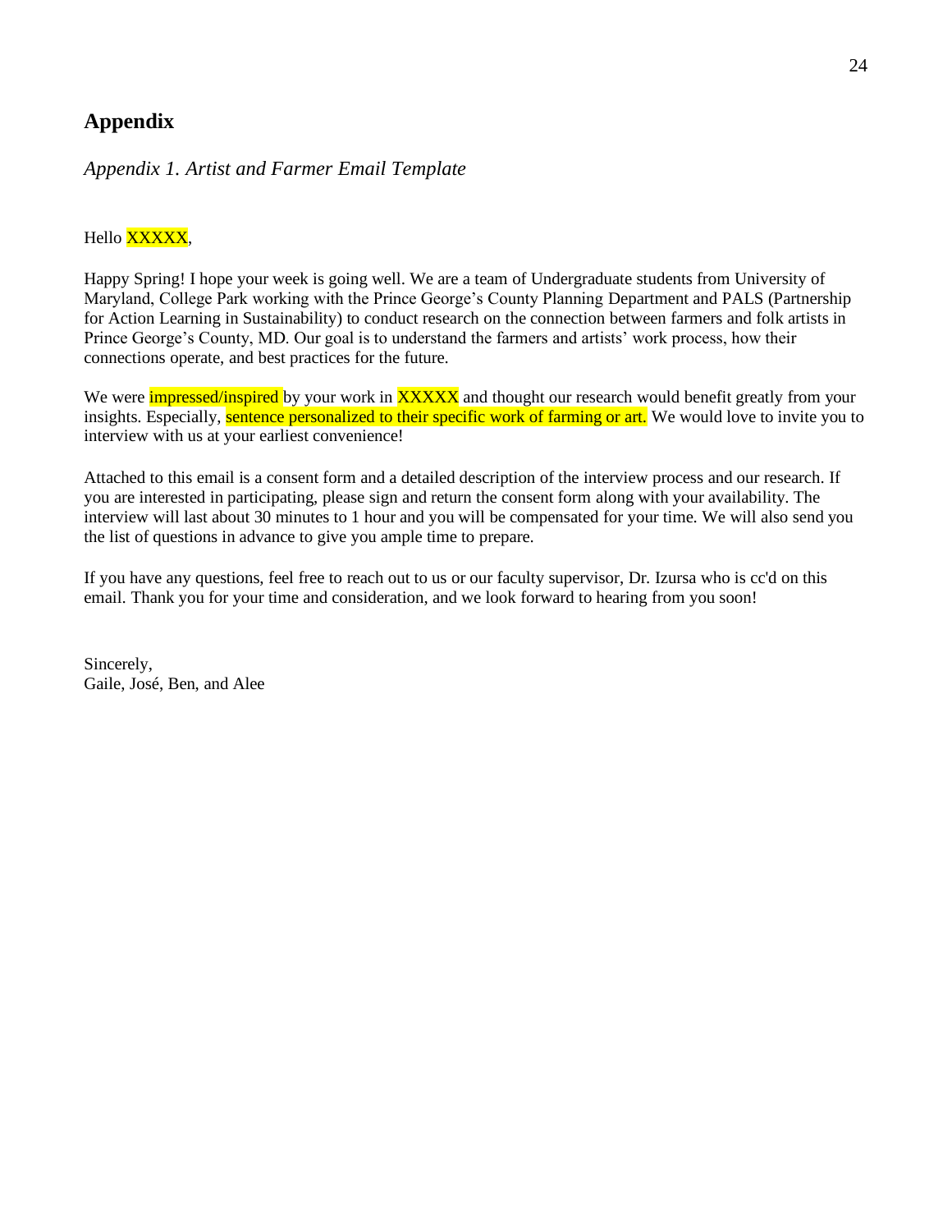# Appendix

*Appendix 1. Artist and Farmer Email Template*

Hello XXXXX,

Happy Spring! I hope your week is going well. We are a team of Undergraduate students from University of Maryland, College Park working with the Prince George's County Planning Department and PALS (Partnership for Action Learning in Sustainability) to conduct research on the connection between farmers and folk artists in Prince George's County, MD. Our goal is to understand the farmers and artists' work process, how their connections operate, and best practices for the future.

We were impressed/inspired by your work in XXXXX and thought our research would benefit greatly from your insights. Especially, sentence personalized to their specific work of farming or art. We would love to invite you to interview with us at your earliest convenience!

Attached to this email is a consent form and a detailed description of the interview process and our research. If you are interested in participating, please sign and return the consent form along with your availability. The interview will last about 30 minutes to 1 hour and you will be compensated for your time. We will also send you the list of questions in advance to give you ample time to prepare.

If you have any questions, feel free to reach out to us or our faculty supervisor, Dr. Izursa who is cc'd on this email. Thank you for your time and consideration, and we look forward to hearing from you soon!

Sincerely,
Gaile, José, Ben, and Alee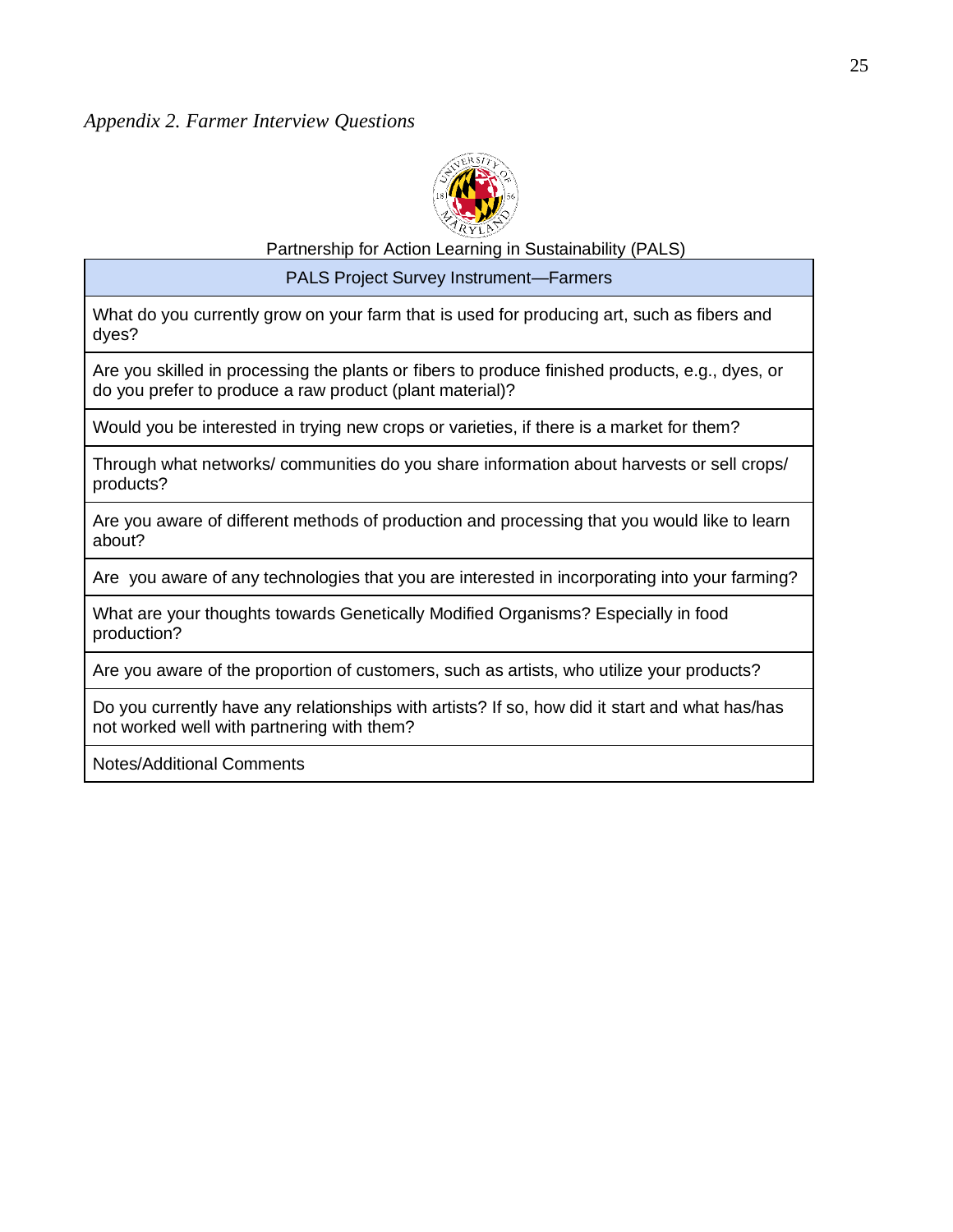*Appendix 2. Farmer Interview Questions*

Partnership for Action Learning in Sustainability (PALS)

| PALS Project Survey Instrument—Farmers |
|---|
| What do you currently grow on your farm that is used for producing art, such as fibers and dyes? |
| Are you skilled in processing the plants or fibers to produce finished products, e.g., dyes, or do you prefer to produce a raw product (plant material)? |
| Would you be interested in trying new crops or varieties, if there is a market for them? |
| Through what networks/ communities do you share information about harvests or sell crops/ products? |
| Are you aware of different methods of production and processing that you would like to learn about? |
| Are you aware of any technologies that you are interested in incorporating into your farming? |
| What are your thoughts towards Genetically Modified Organisms? Especially in food production? |
| Are you aware of the proportion of customers, such as artists, who utilize your products? |
| Do you currently have any relationships with artists? If so, how did it start and what has/has not worked well with partnering with them? |
| Notes/Additional Comments |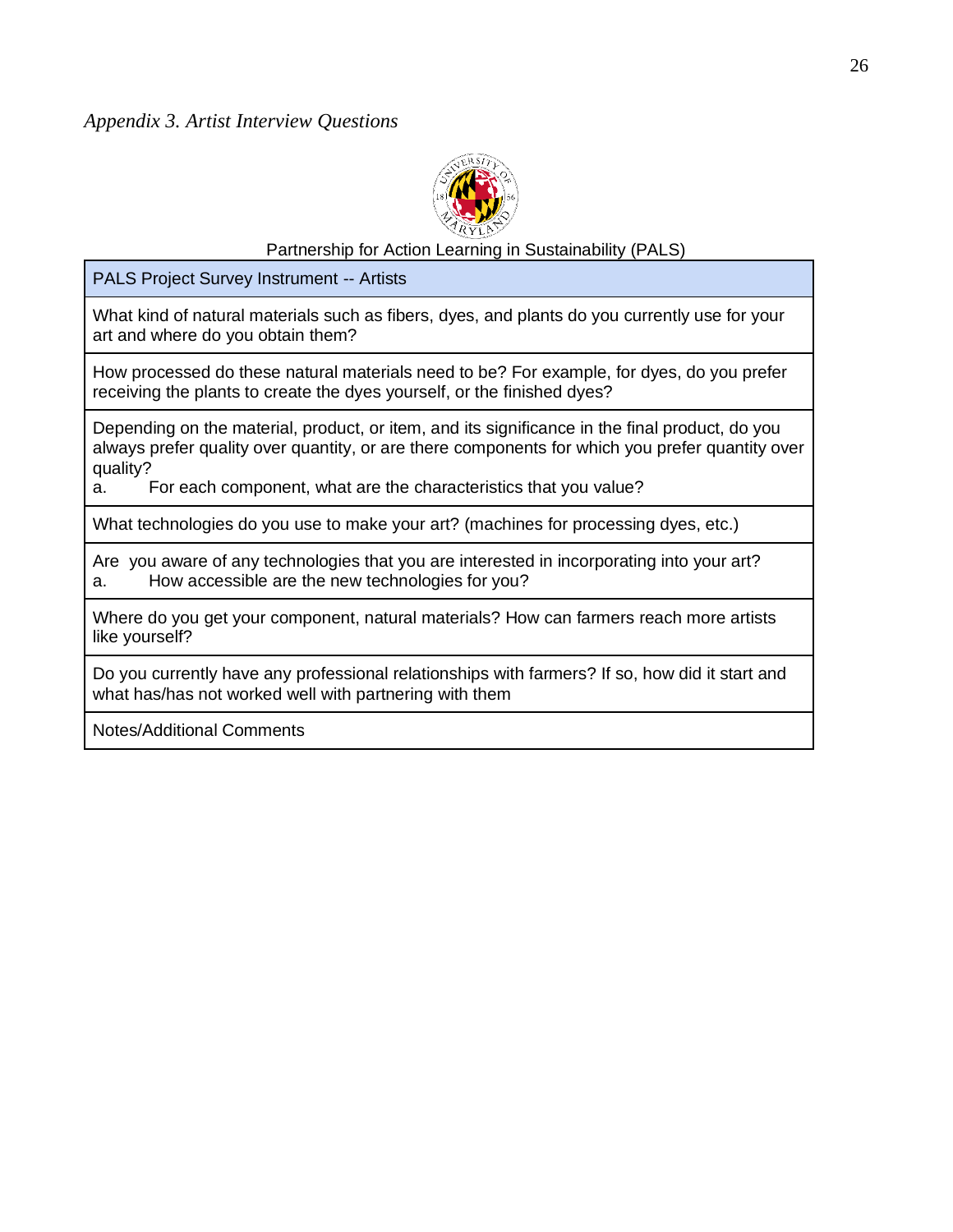*Appendix 3. Artist Interview Questions*

Partnership for Action Learning in Sustainability (PALS)

| PALS Project Survey Instrument -- Artists |
|---|
| What kind of natural materials such as fibers, dyes, and plants do you currently use for your art and where do you obtain them? |
| How processed do these natural materials need to be? For example, for dyes, do you prefer receiving the plants to create the dyes yourself, or the finished dyes? |
| Depending on the material, product, or item, and its significance in the final product, do you always prefer quality over quantity, or are there components for which you prefer quantity over quality?<br>a. For each component, what are the characteristics that you value? |
| What technologies do you use to make your art? (machines for processing dyes, etc.) |
| Are you aware of any technologies that you are interested in incorporating into your art?<br>a. How accessible are the new technologies for you? |
| Where do you get your component, natural materials? How can farmers reach more artists like yourself? |
| Do you currently have any professional relationships with farmers? If so, how did it start and what has/has not worked well with partnering with them |
| Notes/Additional Comments |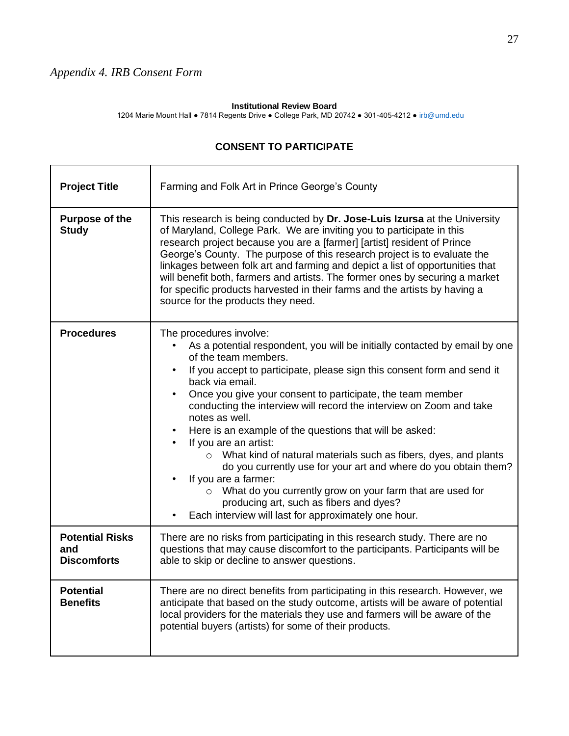*Appendix 4. IRB Consent Form*

**Institutional Review Board**
1204 Marie Mount Hall ● 7814 Regents Drive ● College Park, MD 20742 ● 301-405-4212 ● irb@umd.edu

**CONSENT TO PARTICIPATE**

| | |
|---|---|
| **Project Title** | Farming and Folk Art in Prince George's County |
| **Purpose of the Study** | This research is being conducted by **Dr. Jose-Luis Izursa** at the University of Maryland, College Park. We are inviting you to participate in this research project because you are a [farmer] [artist] resident of Prince George's County. The purpose of this research project is to evaluate the linkages between folk art and farming and depict a list of opportunities that will benefit both, farmers and artists. The former ones by securing a market for specific products harvested in their farms and the artists by having a source for the products they need. |
| **Procedures** | The procedures involve:<br>• As a potential respondent, you will be initially contacted by email by one of the team members.<br>• If you accept to participate, please sign this consent form and send it back via email.<br>• Once you give your consent to participate, the team member conducting the interview will record the interview on Zoom and take notes as well.<br>• Here is an example of the questions that will be asked:<br>• If you are an artist:<br>&nbsp;&nbsp;&nbsp;&nbsp;○ What kind of natural materials such as fibers, dyes, and plants do you currently use for your art and where do you obtain them?<br>• If you are a farmer:<br>&nbsp;&nbsp;&nbsp;&nbsp;○ What do you currently grow on your farm that are used for producing art, such as fibers and dyes?<br>• Each interview will last for approximately one hour. |
| **Potential Risks and Discomforts** | There are no risks from participating in this research study. There are no questions that may cause discomfort to the participants. Participants will be able to skip or decline to answer questions. |
| **Potential Benefits** | There are no direct benefits from participating in this research. However, we anticipate that based on the study outcome, artists will be aware of potential local providers for the materials they use and farmers will be aware of the potential buyers (artists) for some of their products. |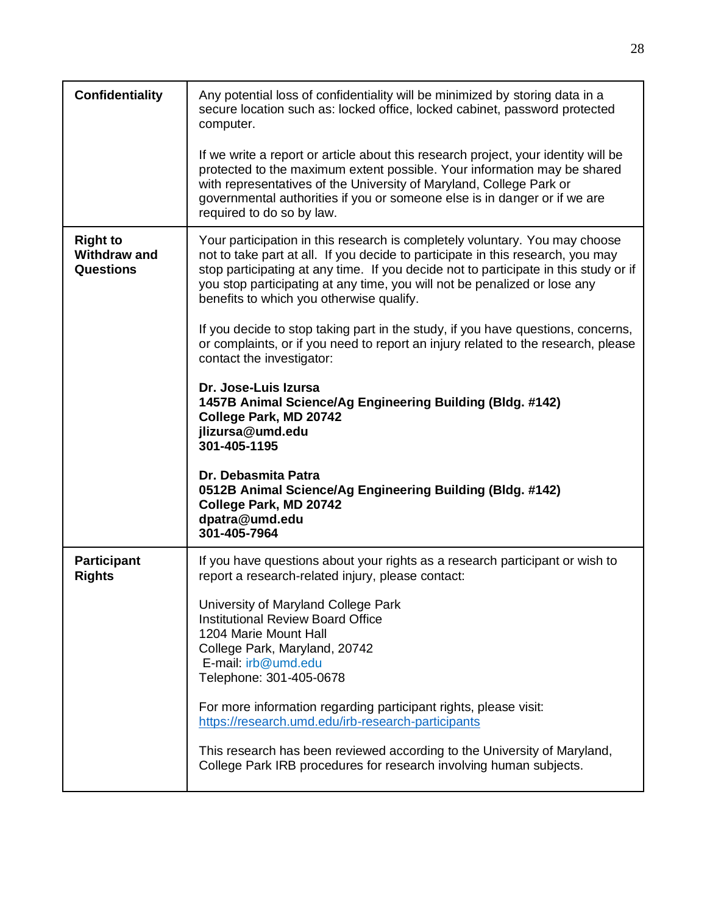| | |
|---|---|
| **Confidentiality** | Any potential loss of confidentiality will be minimized by storing data in a secure location such as: locked office, locked cabinet, password protected computer.<br><br>If we write a report or article about this research project, your identity will be protected to the maximum extent possible. Your information may be shared with representatives of the University of Maryland, College Park or governmental authorities if you or someone else is in danger or if we are required to do so by law. |
| **Right to Withdraw and Questions** | Your participation in this research is completely voluntary. You may choose not to take part at all. If you decide to participate in this research, you may stop participating at any time. If you decide not to participate in this study or if you stop participating at any time, you will not be penalized or lose any benefits to which you otherwise qualify.<br><br>If you decide to stop taking part in the study, if you have questions, concerns, or complaints, or if you need to report an injury related to the research, please contact the investigator:<br><br>**Dr. Jose-Luis Izursa**<br>**1457B Animal Science/Ag Engineering Building (Bldg. #142)**<br>**College Park, MD 20742**<br>**jlizursa@umd.edu**<br>**301-405-1195**<br><br>**Dr. Debasmita Patra**<br>**0512B Animal Science/Ag Engineering Building (Bldg. #142)**<br>**College Park, MD 20742**<br>**dpatra@umd.edu**<br>**301-405-7964** |
| **Participant Rights** | If you have questions about your rights as a research participant or wish to report a research-related injury, please contact:<br><br>University of Maryland College Park<br>Institutional Review Board Office<br>1204 Marie Mount Hall<br>College Park, Maryland, 20742<br>E-mail: irb@umd.edu<br>Telephone: 301-405-0678<br><br>For more information regarding participant rights, please visit:<br>https://research.umd.edu/irb-research-participants<br><br>This research has been reviewed according to the University of Maryland, College Park IRB procedures for research involving human subjects. |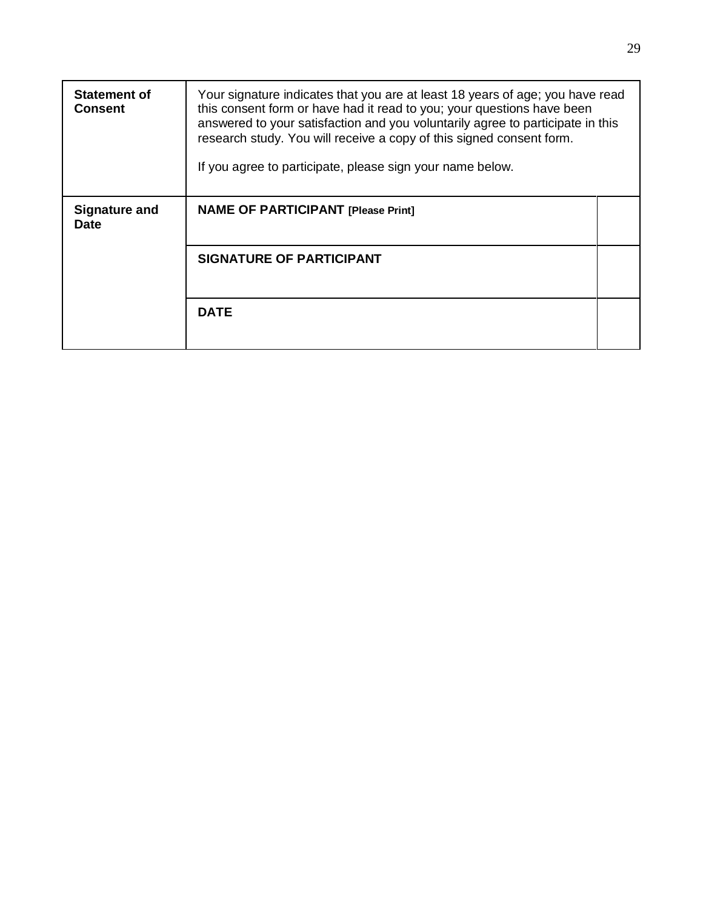| | | |
|---|---|---|
| **Statement of Consent** | Your signature indicates that you are at least 18 years of age; you have read this consent form or have had it read to you; your questions have been answered to your satisfaction and you voluntarily agree to participate in this research study. You will receive a copy of this signed consent form.<br><br>If you agree to participate, please sign your name below. | |
| **Signature and Date** | **NAME OF PARTICIPANT [Please Print]** | |
| | **SIGNATURE OF PARTICIPANT** | |
| | **DATE** | |